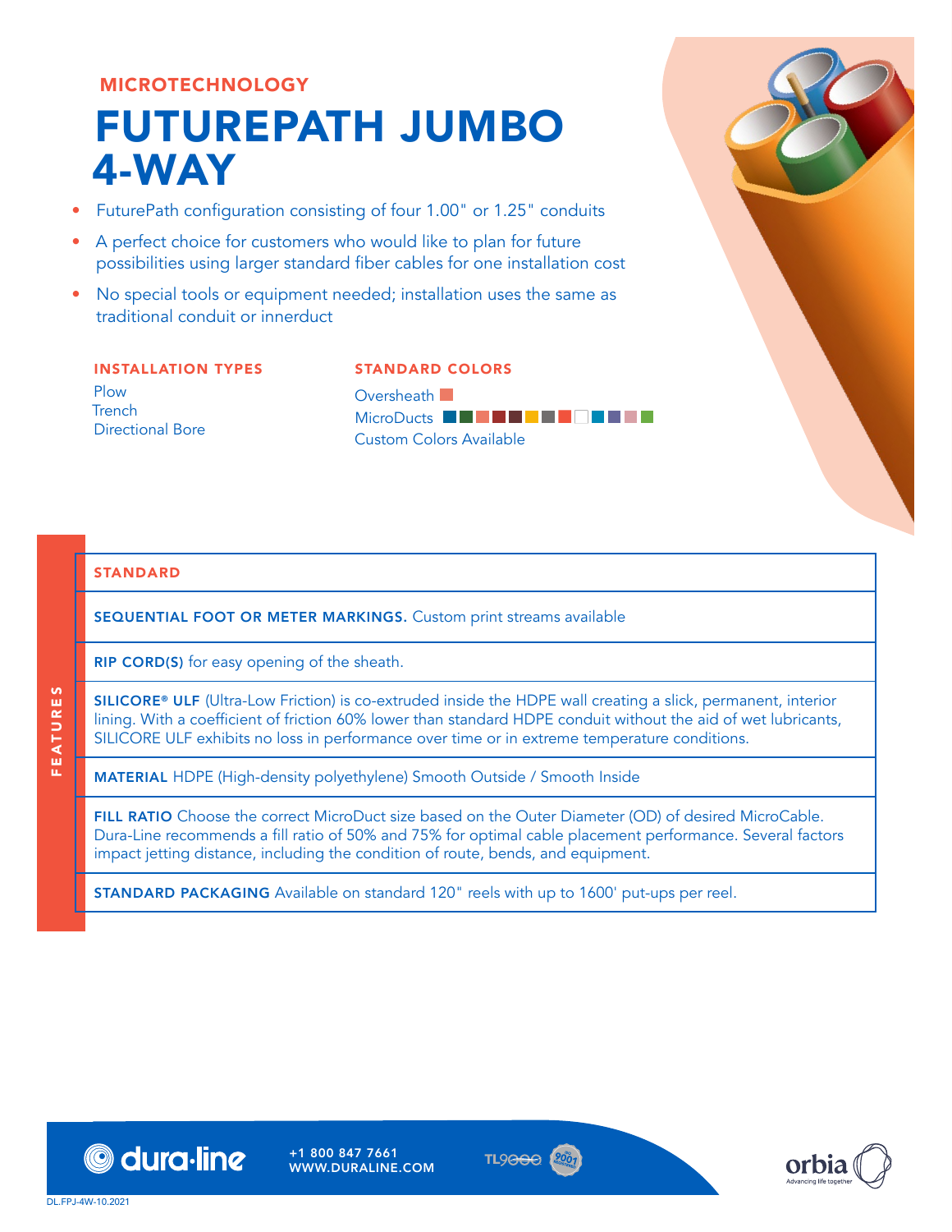MICROTECHNOLOGY

# FUTUREPATH JUMBO 4-WAY

- FuturePath configuration consisting of four 1.00" or 1.25" conduits
- A perfect choice for customers who would like to plan for future possibilities using larger standard fiber cables for one installation cost
- No special tools or equipment needed; installation uses the same as traditional conduit or innerduct

### INSTALLATION TYPES

Plow
Trench
Directional Bore

### STANDARD COLORS

Oversheath
MicroDucts
Custom Colors Available

## FEATURES

### STANDARD

**SEQUENTIAL FOOT OR METER MARKINGS.** Custom print streams available

**RIP CORD(S)** for easy opening of the sheath.

**SILICORE® ULF** (Ultra-Low Friction) is co-extruded inside the HDPE wall creating a slick, permanent, interior lining. With a coefficient of friction 60% lower than standard HDPE conduit without the aid of wet lubricants, SILICORE ULF exhibits no loss in performance over time or in extreme temperature conditions.

**MATERIAL** HDPE (High-density polyethylene) Smooth Outside / Smooth Inside

**FILL RATIO** Choose the correct MicroDuct size based on the Outer Diameter (OD) of desired MicroCable. Dura-Line recommends a fill ratio of 50% and 75% for optimal cable placement performance. Several factors impact jetting distance, including the condition of route, bends, and equipment.

**STANDARD PACKAGING** Available on standard 120" reels with up to 1600' put-ups per reel.

dura-line +1 800 847 7661 WWW.DURALINE.COM

DL.FPJ-4W-10.2021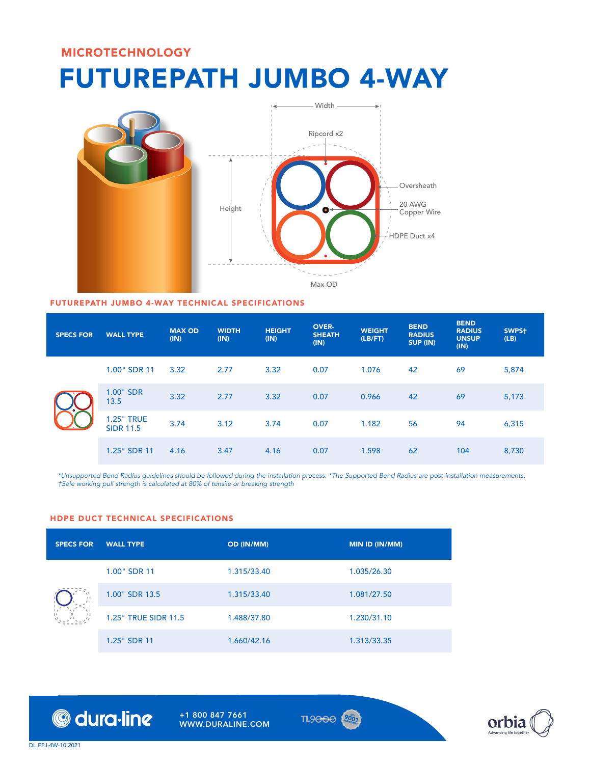## MICROTECHNOLOGY

# FUTUREPATH JUMBO 4-WAY

Width

Ripcord x2

Oversheath

20 AWG Copper Wire

HDPE Duct x4

Height

Max OD

### FUTUREPATH JUMBO 4-WAY TECHNICAL SPECIFICATIONS

| SPECS FOR | WALL TYPE | MAX OD (IN) | WIDTH (IN) | HEIGHT (IN) | OVER-SHEATH (IN) | WEIGHT (LB/FT) | BEND RADIUS SUP (IN) | BEND RADIUS UNSUP (IN) | SWPS† (LB) |
|---|---|---|---|---|---|---|---|---|---|
| | 1.00" SDR 11 | 3.32 | 2.77 | 3.32 | 0.07 | 1.076 | 42 | 69 | 5,874 |
| | 1.00" SDR 13.5 | 3.32 | 2.77 | 3.32 | 0.07 | 0.966 | 42 | 69 | 5,173 |
| | 1.25" TRUE SIDR 11.5 | 3.74 | 3.12 | 3.74 | 0.07 | 1.182 | 56 | 94 | 6,315 |
| | 1.25" SDR 11 | 4.16 | 3.47 | 4.16 | 0.07 | 1.598 | 62 | 104 | 8,730 |

*Unsupported Bend Radius guidelines should be followed during the installation process. *The Supported Bend Radius are post-installation measurements.
†Safe working pull strength is calculated at 80% of tensile or breaking strength

### HDPE DUCT TECHNICAL SPECIFICATIONS

| SPECS FOR | WALL TYPE | OD (IN/MM) | MIN ID (IN/MM) |
|---|---|---|---|
| | 1.00" SDR 11 | 1.315/33.40 | 1.035/26.30 |
| | 1.00" SDR 13.5 | 1.315/33.40 | 1.081/27.50 |
| | 1.25" TRUE SIDR 11.5 | 1.488/37.80 | 1.230/31.10 |
| | 1.25" SDR 11 | 1.660/42.16 | 1.313/33.35 |

dura·line

+1 800 847 7661
WWW.DURALINE.COM

TL9000

orbia
Advancing life together

DL.FPJ-4W-10.2021